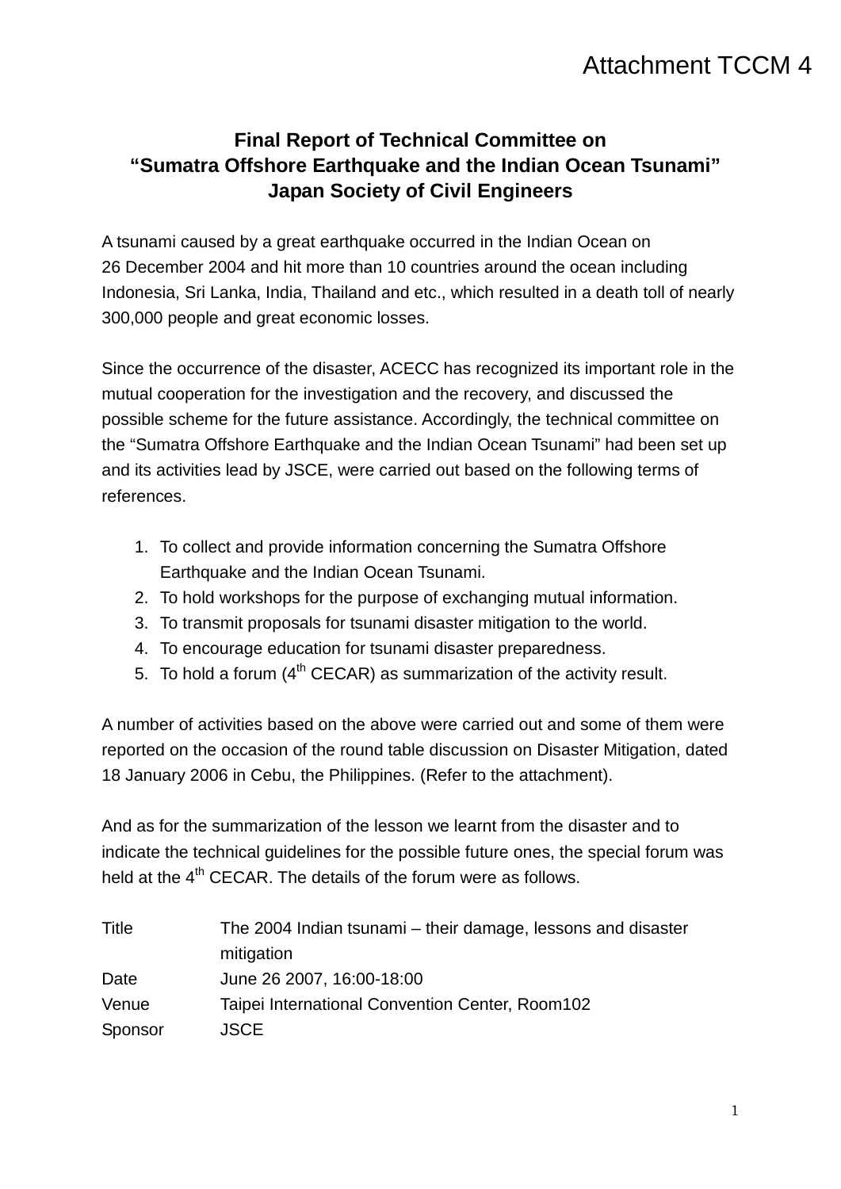Attachment TCCM 4

# Final Report of Technical Committee on "Sumatra Offshore Earthquake and the Indian Ocean Tsunami" Japan Society of Civil Engineers

A tsunami caused by a great earthquake occurred in the Indian Ocean on 26 December 2004 and hit more than 10 countries around the ocean including Indonesia, Sri Lanka, India, Thailand and etc., which resulted in a death toll of nearly 300,000 people and great economic losses.

Since the occurrence of the disaster, ACECC has recognized its important role in the mutual cooperation for the investigation and the recovery, and discussed the possible scheme for the future assistance. Accordingly, the technical committee on the "Sumatra Offshore Earthquake and the Indian Ocean Tsunami" had been set up and its activities lead by JSCE, were carried out based on the following terms of references.

1. To collect and provide information concerning the Sumatra Offshore Earthquake and the Indian Ocean Tsunami.
2. To hold workshops for the purpose of exchanging mutual information.
3. To transmit proposals for tsunami disaster mitigation to the world.
4. To encourage education for tsunami disaster preparedness.
5. To hold a forum (4th CECAR) as summarization of the activity result.

A number of activities based on the above were carried out and some of them were reported on the occasion of the round table discussion on Disaster Mitigation, dated 18 January 2006 in Cebu, the Philippines. (Refer to the attachment).

And as for the summarization of the lesson we learnt from the disaster and to indicate the technical guidelines for the possible future ones, the special forum was held at the 4th CECAR. The details of the forum were as follows.

| | |
|---|---|
| Title | The 2004 Indian tsunami – their damage, lessons and disaster mitigation |
| Date | June 26 2007, 16:00-18:00 |
| Venue | Taipei International Convention Center, Room102 |
| Sponsor | JSCE |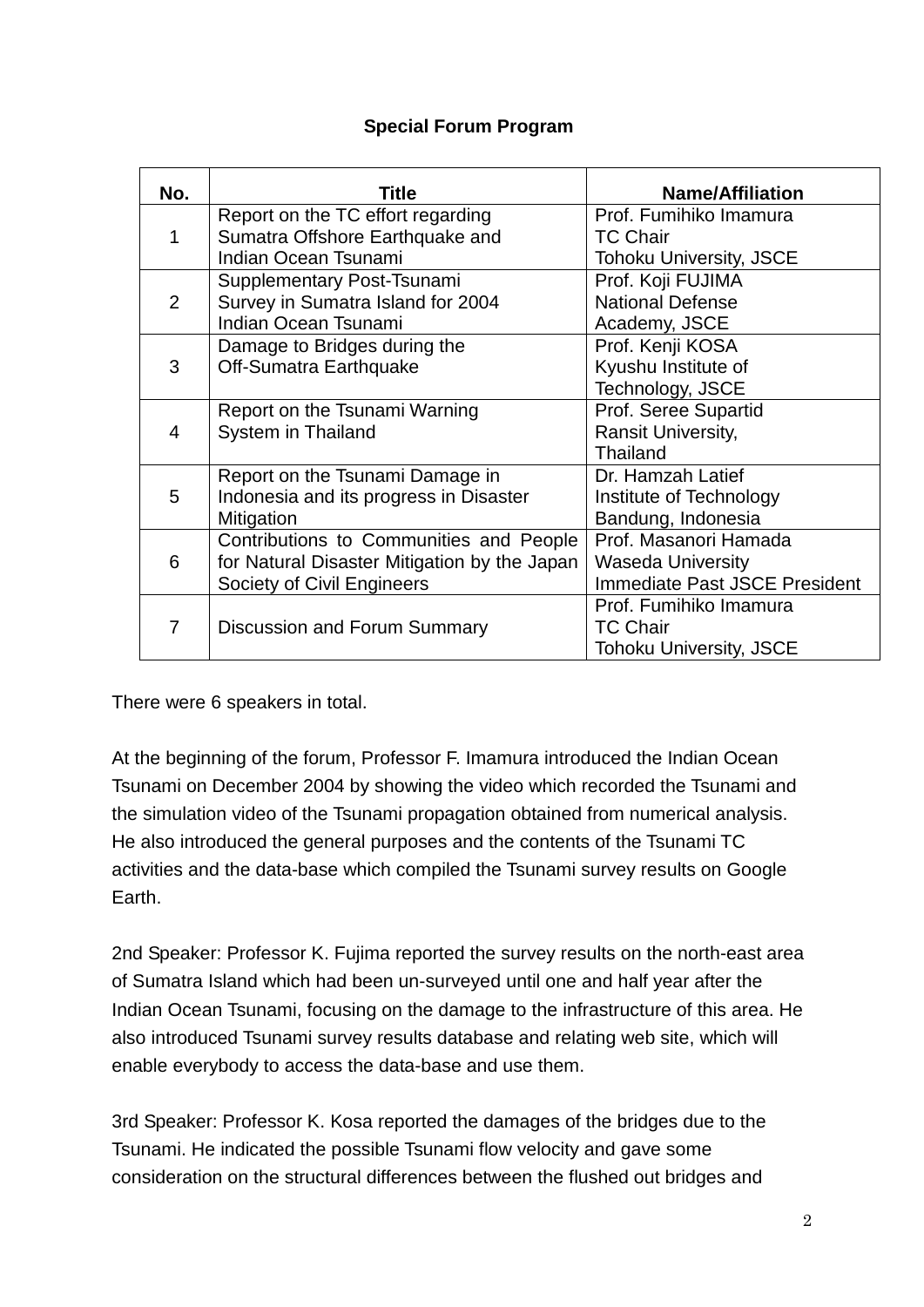**Special Forum Program**

| No. | Title | Name/Affiliation |
|---|---|---|
| 1 | Report on the TC effort regarding Sumatra Offshore Earthquake and Indian Ocean Tsunami | Prof. Fumihiko Imamura<br>TC Chair<br>Tohoku University, JSCE |
| 2 | Supplementary Post-Tsunami Survey in Sumatra Island for 2004 Indian Ocean Tsunami | Prof. Koji FUJIMA<br>National Defense Academy, JSCE |
| 3 | Damage to Bridges during the Off-Sumatra Earthquake | Prof. Kenji KOSA<br>Kyushu Institute of Technology, JSCE |
| 4 | Report on the Tsunami Warning System in Thailand | Prof. Seree Supartid<br>Ransit University, Thailand |
| 5 | Report on the Tsunami Damage in Indonesia and its progress in Disaster Mitigation | Dr. Hamzah Latief<br>Institute of Technology Bandung, Indonesia |
| 6 | Contributions to Communities and People for Natural Disaster Mitigation by the Japan Society of Civil Engineers | Prof. Masanori Hamada<br>Waseda University<br>Immediate Past JSCE President |
| 7 | Discussion and Forum Summary | Prof. Fumihiko Imamura<br>TC Chair<br>Tohoku University, JSCE |

There were 6 speakers in total.

At the beginning of the forum, Professor F. Imamura introduced the Indian Ocean Tsunami on December 2004 by showing the video which recorded the Tsunami and the simulation video of the Tsunami propagation obtained from numerical analysis. He also introduced the general purposes and the contents of the Tsunami TC activities and the data-base which compiled the Tsunami survey results on Google Earth.

2nd Speaker: Professor K. Fujima reported the survey results on the north-east area of Sumatra Island which had been un-surveyed until one and half year after the Indian Ocean Tsunami, focusing on the damage to the infrastructure of this area. He also introduced Tsunami survey results database and relating web site, which will enable everybody to access the data-base and use them.

3rd Speaker: Professor K. Kosa reported the damages of the bridges due to the Tsunami. He indicated the possible Tsunami flow velocity and gave some consideration on the structural differences between the flushed out bridges and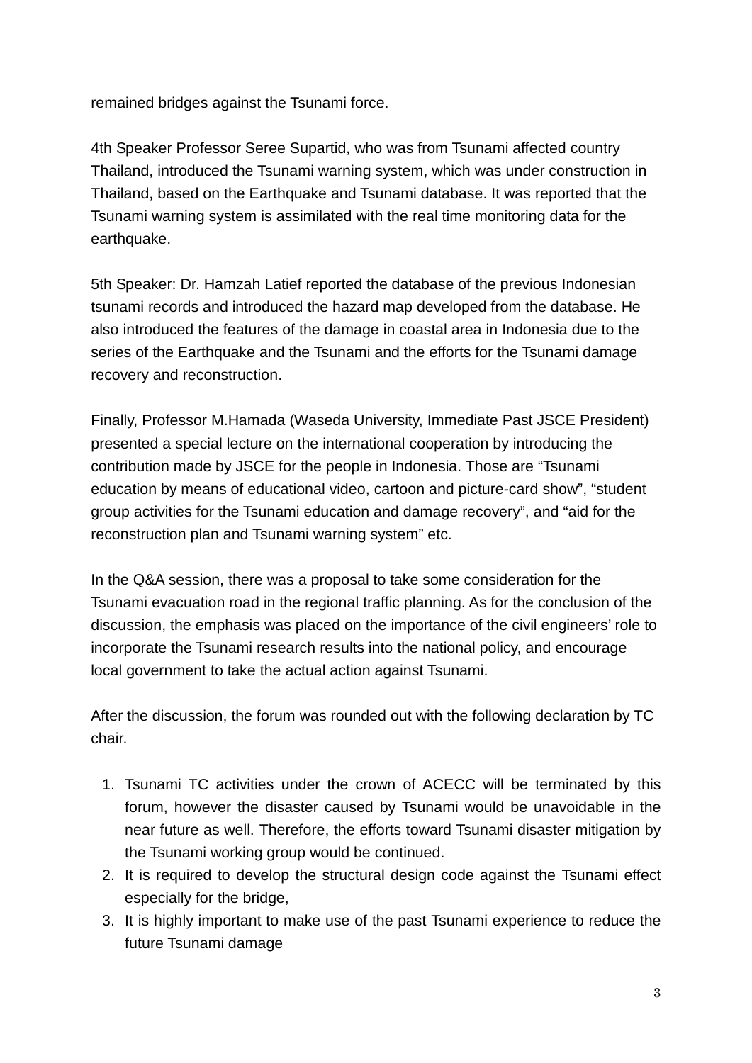remained bridges against the Tsunami force.

4th Speaker Professor Seree Supartid, who was from Tsunami affected country Thailand, introduced the Tsunami warning system, which was under construction in Thailand, based on the Earthquake and Tsunami database. It was reported that the Tsunami warning system is assimilated with the real time monitoring data for the earthquake.

5th Speaker: Dr. Hamzah Latief reported the database of the previous Indonesian tsunami records and introduced the hazard map developed from the database. He also introduced the features of the damage in coastal area in Indonesia due to the series of the Earthquake and the Tsunami and the efforts for the Tsunami damage recovery and reconstruction.

Finally, Professor M.Hamada (Waseda University, Immediate Past JSCE President) presented a special lecture on the international cooperation by introducing the contribution made by JSCE for the people in Indonesia. Those are “Tsunami education by means of educational video, cartoon and picture-card show”, “student group activities for the Tsunami education and damage recovery”, and “aid for the reconstruction plan and Tsunami warning system” etc.

In the Q&A session, there was a proposal to take some consideration for the Tsunami evacuation road in the regional traffic planning. As for the conclusion of the discussion, the emphasis was placed on the importance of the civil engineers’ role to incorporate the Tsunami research results into the national policy, and encourage local government to take the actual action against Tsunami.

After the discussion, the forum was rounded out with the following declaration by TC chair.

1. Tsunami TC activities under the crown of ACECC will be terminated by this forum, however the disaster caused by Tsunami would be unavoidable in the near future as well. Therefore, the efforts toward Tsunami disaster mitigation by the Tsunami working group would be continued.
2. It is required to develop the structural design code against the Tsunami effect especially for the bridge,
3. It is highly important to make use of the past Tsunami experience to reduce the future Tsunami damage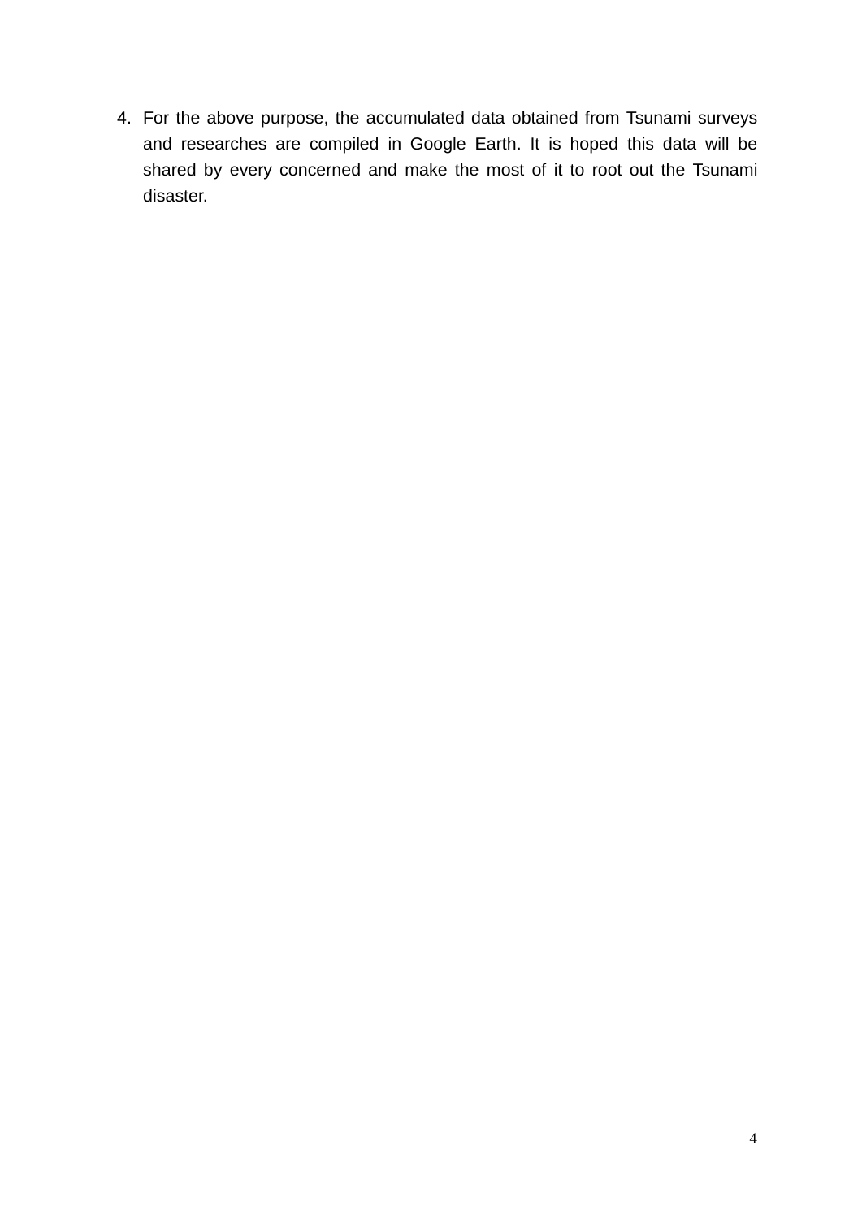4. For the above purpose, the accumulated data obtained from Tsunami surveys and researches are compiled in Google Earth. It is hoped this data will be shared by every concerned and make the most of it to root out the Tsunami disaster.